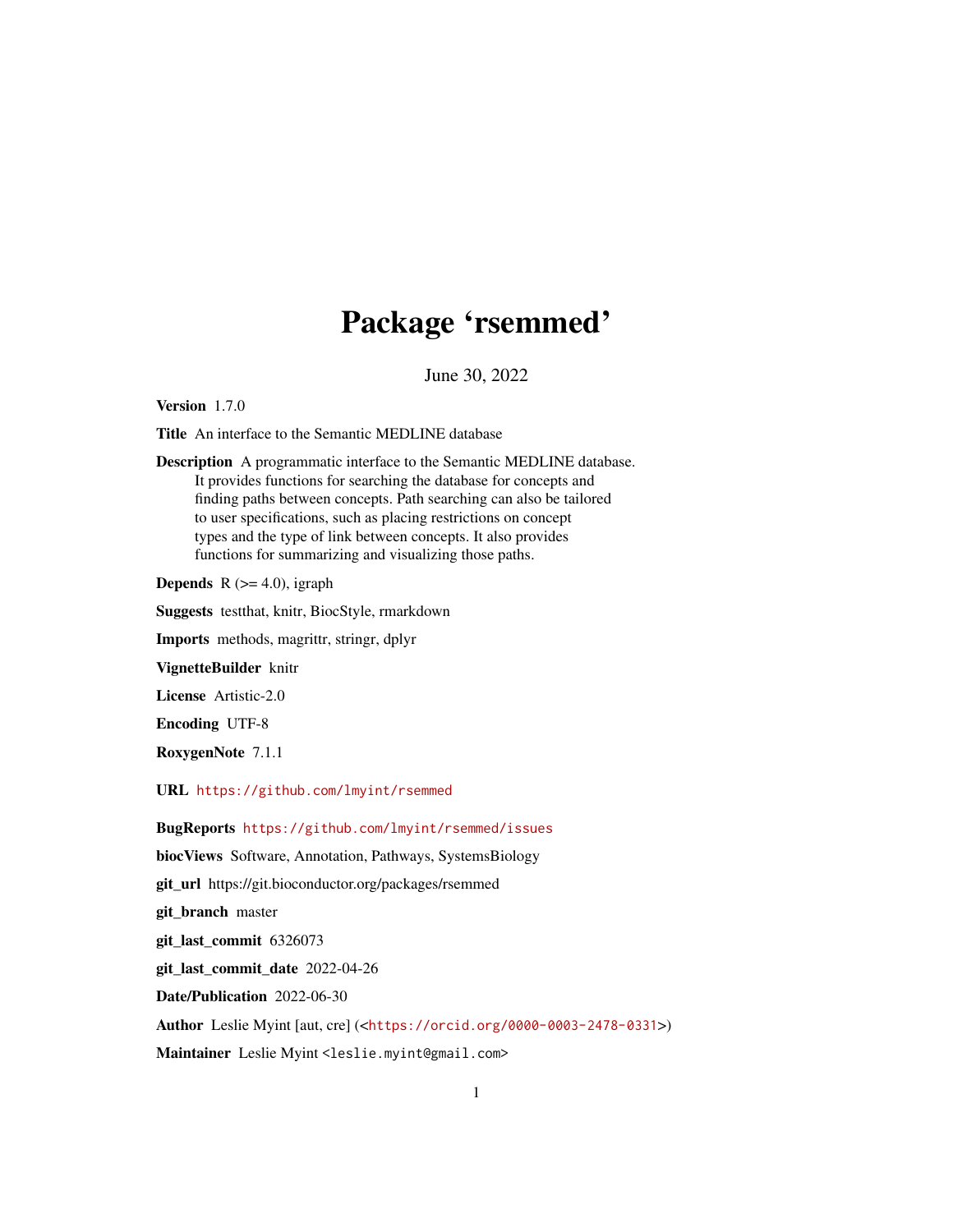# Package 'rsemmed'

June 30, 2022

**Version** 1.7.0

**Title** An interface to the Semantic MEDLINE database

**Description** A programmatic interface to the Semantic MEDLINE database. It provides functions for searching the database for concepts and finding paths between concepts. Path searching can also be tailored to user specifications, such as placing restrictions on concept types and the type of link between concepts. It also provides functions for summarizing and visualizing those paths.

**Depends** R (>= 4.0), igraph

**Suggests** testthat, knitr, BiocStyle, rmarkdown

**Imports** methods, magrittr, stringr, dplyr

**VignetteBuilder** knitr

**License** Artistic-2.0

**Encoding** UTF-8

**RoxygenNote** 7.1.1

**URL** https://github.com/lmyint/rsemmed

**BugReports** https://github.com/lmyint/rsemmed/issues

**biocViews** Software, Annotation, Pathways, SystemsBiology

**git_url** https://git.bioconductor.org/packages/rsemmed

**git_branch** master

**git_last_commit** 6326073

**git_last_commit_date** 2022-04-26

**Date/Publication** 2022-06-30

**Author** Leslie Myint [aut, cre] (<https://orcid.org/0000-0003-2478-0331>)

**Maintainer** Leslie Myint <leslie.myint@gmail.com>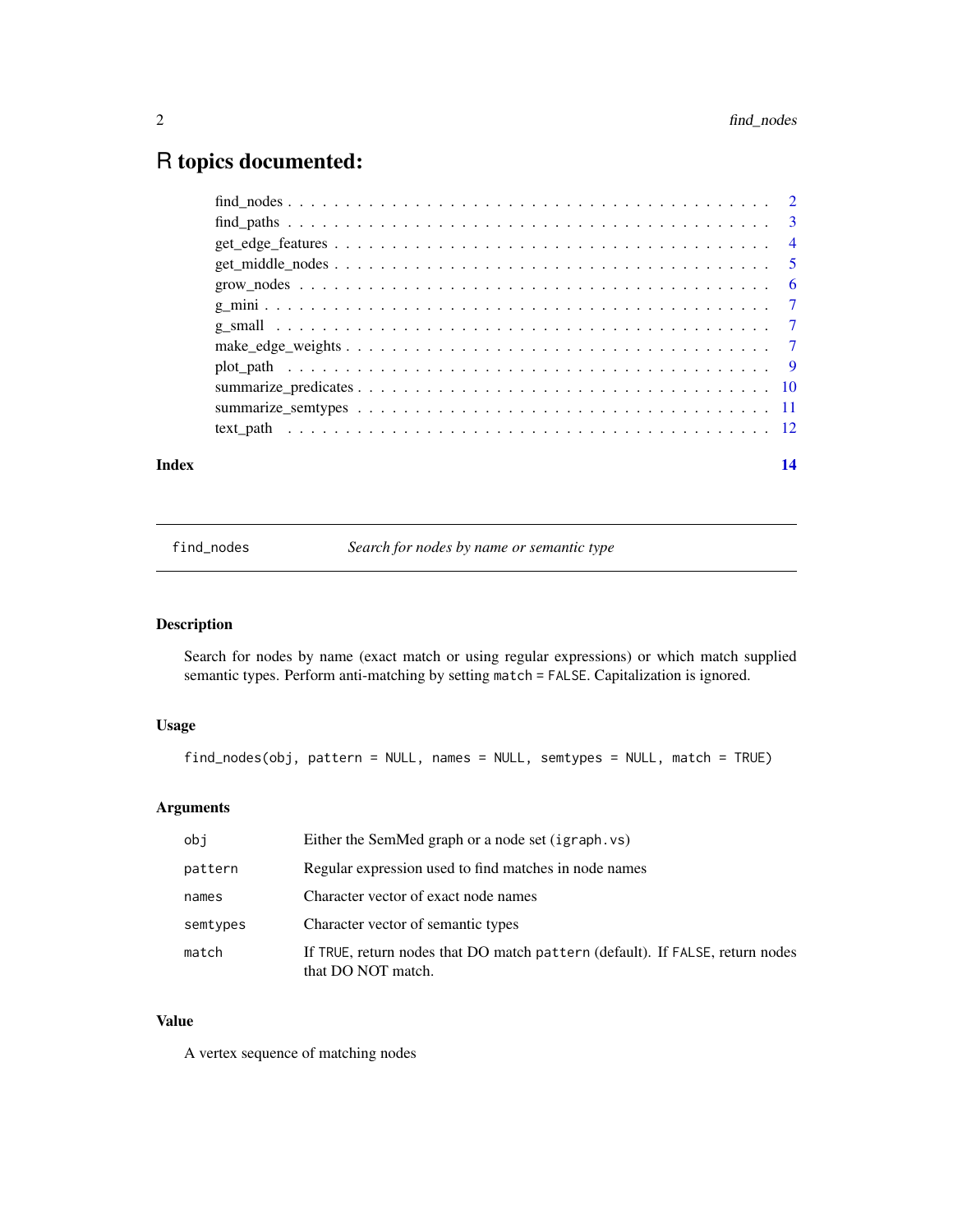# R topics documented:

| | |
|---|---|
| find_nodes | 2 |
| find_paths | 3 |
| get_edge_features | 4 |
| get_middle_nodes | 5 |
| grow_nodes | 6 |
| g_mini | 7 |
| g_small | 7 |
| make_edge_weights | 7 |
| plot_path | 9 |
| summarize_predicates | 10 |
| summarize_semtypes | 11 |
| text_path | 12 |
| **Index** | **14** |

---

`find_nodes` *Search for nodes by name or semantic type*

---

## Description

Search for nodes by name (exact match or using regular expressions) or which match supplied semantic types. Perform anti-matching by setting `match = FALSE`. Capitalization is ignored.

## Usage

```
find_nodes(obj, pattern = NULL, names = NULL, semtypes = NULL, match = TRUE)
```

## Arguments

| | |
|---|---|
| `obj` | Either the SemMed graph or a node set (`igraph.vs`) |
| `pattern` | Regular expression used to find matches in node names |
| `names` | Character vector of exact node names |
| `semtypes` | Character vector of semantic types |
| `match` | If `TRUE`, return nodes that DO match `pattern` (default). If `FALSE`, return nodes that DO NOT match. |

## Value

A vertex sequence of matching nodes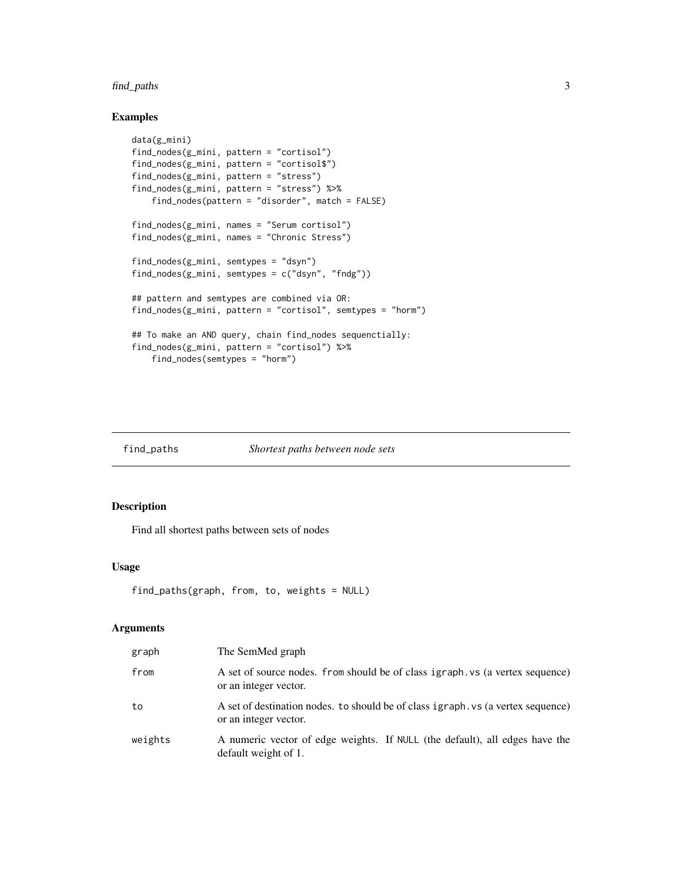## Examples

```
data(g_mini)
find_nodes(g_mini, pattern = "cortisol")
find_nodes(g_mini, pattern = "cortisol$")
find_nodes(g_mini, pattern = "stress")
find_nodes(g_mini, pattern = "stress") %>%
    find_nodes(pattern = "disorder", match = FALSE)

find_nodes(g_mini, names = "Serum cortisol")
find_nodes(g_mini, names = "Chronic Stress")

find_nodes(g_mini, semtypes = "dsyn")
find_nodes(g_mini, semtypes = c("dsyn", "fndg"))

## pattern and semtypes are combined via OR:
find_nodes(g_mini, pattern = "cortisol", semtypes = "horm")

## To make an AND query, chain find_nodes sequenctially:
find_nodes(g_mini, pattern = "cortisol") %>%
    find_nodes(semtypes = "horm")
```

---

# find_paths — *Shortest paths between node sets*

---

## Description

Find all shortest paths between sets of nodes

## Usage

```
find_paths(graph, from, to, weights = NULL)
```

## Arguments

| | |
|---|---|
| graph | The SemMed graph |
| from | A set of source nodes. `from` should be of class `igraph.vs` (a vertex sequence) or an integer vector. |
| to | A set of destination nodes. `to` should be of class `igraph.vs` (a vertex sequence) or an integer vector. |
| weights | A numeric vector of edge weights. If `NULL` (the default), all edges have the default weight of 1. |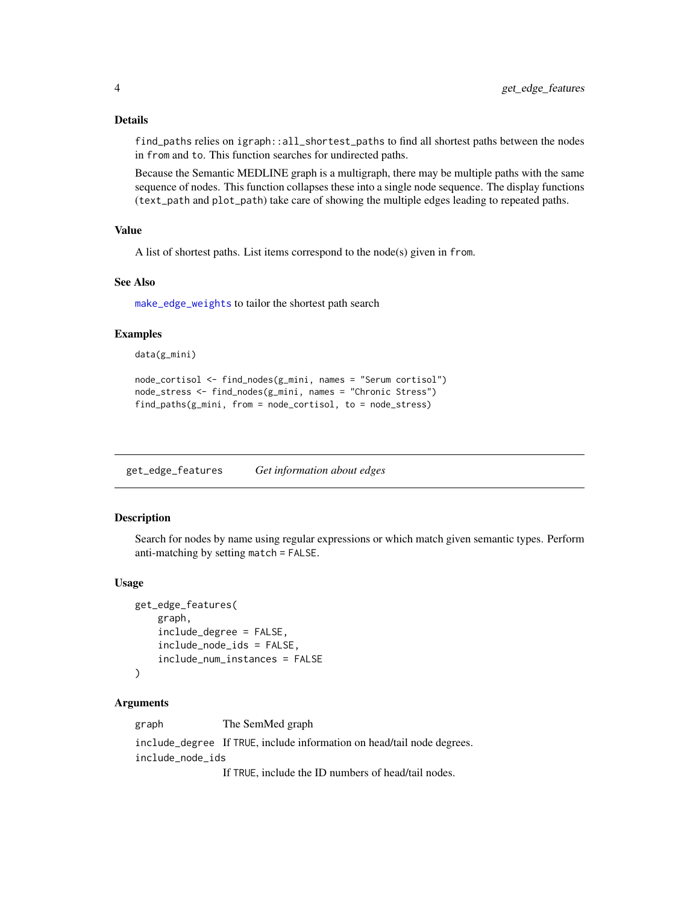### Details

`find_paths` relies on `igraph::all_shortest_paths` to find all shortest paths between the nodes in `from` and `to`. This function searches for undirected paths.

Because the Semantic MEDLINE graph is a multigraph, there may be multiple paths with the same sequence of nodes. This function collapses these into a single node sequence. The display functions (`text_path` and `plot_path`) take care of showing the multiple edges leading to repeated paths.

### Value

A list of shortest paths. List items correspond to the node(s) given in `from`.

### See Also

`make_edge_weights` to tailor the shortest path search

### Examples

```
data(g_mini)

node_cortisol <- find_nodes(g_mini, names = "Serum cortisol")
node_stress <- find_nodes(g_mini, names = "Chronic Stress")
find_paths(g_mini, from = node_cortisol, to = node_stress)
```

---

## get_edge_features *Get information about edges*

---

### Description

Search for nodes by name using regular expressions or which match given semantic types. Perform anti-matching by setting `match = FALSE`.

### Usage

```
get_edge_features(
    graph,
    include_degree = FALSE,
    include_node_ids = FALSE,
    include_num_instances = FALSE
)
```

### Arguments

| | |
|---|---|
| `graph` | The SemMed graph |
| `include_degree` | If `TRUE`, include information on head/tail node degrees. |
| `include_node_ids` | If `TRUE`, include the ID numbers of head/tail nodes. |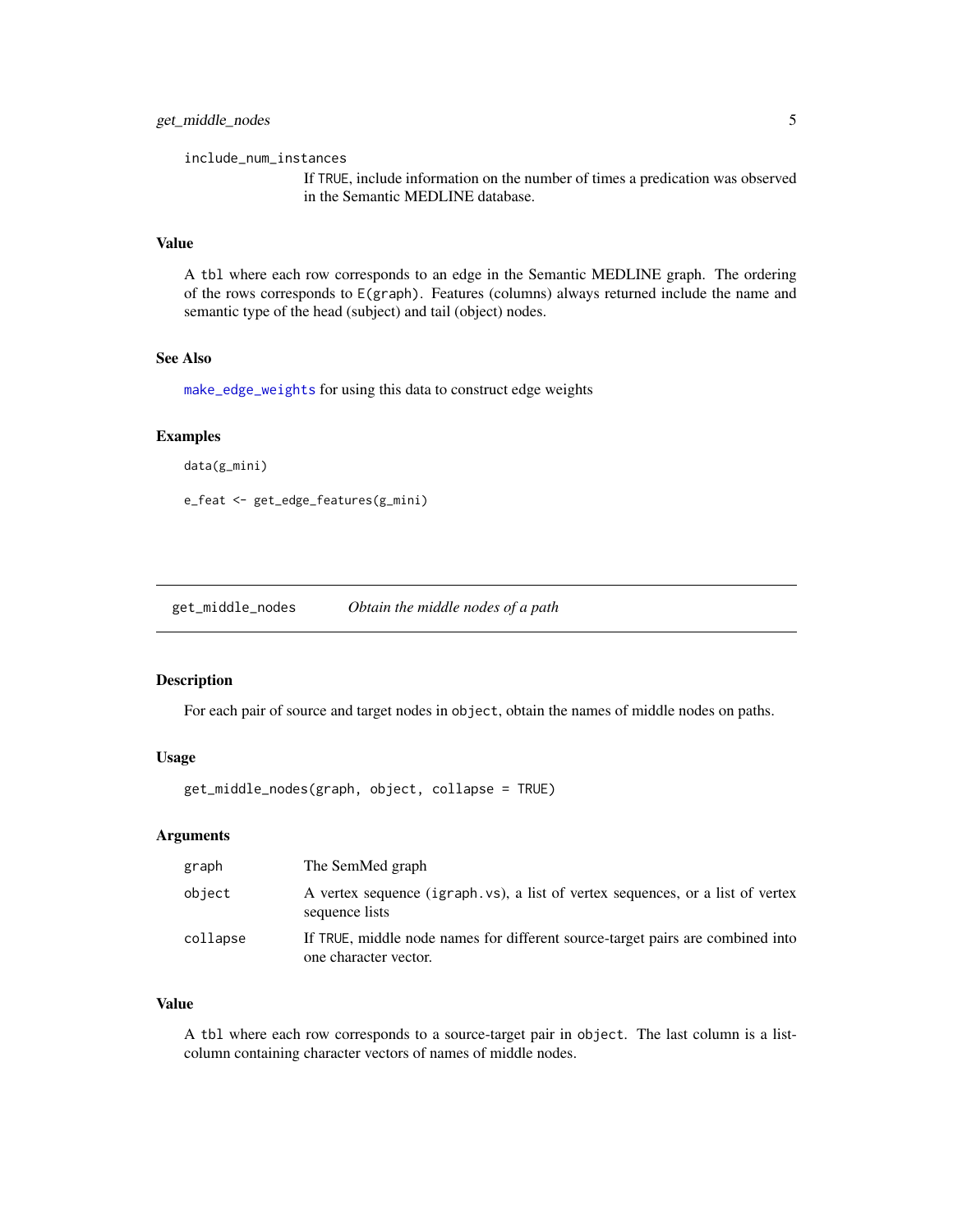`include_num_instances`
: If `TRUE`, include information on the number of times a predication was observed in the Semantic MEDLINE database.

### Value

A `tbl` where each row corresponds to an edge in the Semantic MEDLINE graph. The ordering of the rows corresponds to `E(graph)`. Features (columns) always returned include the name and semantic type of the head (subject) and tail (object) nodes.

### See Also

`make_edge_weights` for using this data to construct edge weights

### Examples

```
data(g_mini)

e_feat <- get_edge_features(g_mini)
```

---

## get_middle_nodes — *Obtain the middle nodes of a path*

### Description

For each pair of source and target nodes in `object`, obtain the names of middle nodes on paths.

### Usage

```
get_middle_nodes(graph, object, collapse = TRUE)
```

### Arguments

| | |
|---|---|
| `graph` | The SemMed graph |
| `object` | A vertex sequence (`igraph.vs`), a list of vertex sequences, or a list of vertex sequence lists |
| `collapse` | If `TRUE`, middle node names for different source-target pairs are combined into one character vector. |

### Value

A `tbl` where each row corresponds to a source-target pair in `object`. The last column is a list-column containing character vectors of names of middle nodes.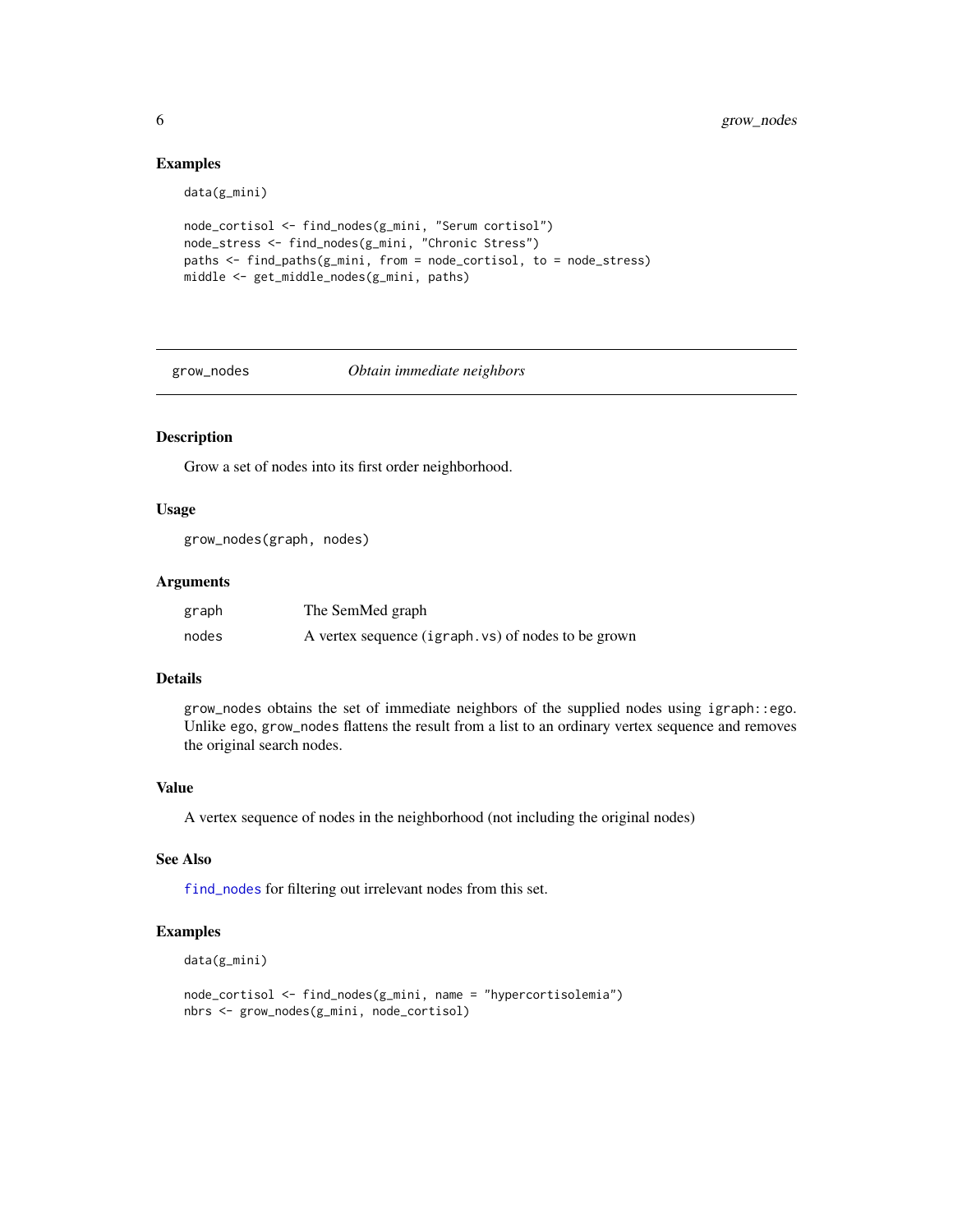## Examples

```
data(g_mini)

node_cortisol <- find_nodes(g_mini, "Serum cortisol")
node_stress <- find_nodes(g_mini, "Chronic Stress")
paths <- find_paths(g_mini, from = node_cortisol, to = node_stress)
middle <- get_middle_nodes(g_mini, paths)
```

---

# grow_nodes — *Obtain immediate neighbors*

---

## Description

Grow a set of nodes into its first order neighborhood.

## Usage

```
grow_nodes(graph, nodes)
```

## Arguments

| | |
|---|---|
| `graph` | The SemMed graph |
| `nodes` | A vertex sequence (`igraph.vs`) of nodes to be grown |

## Details

`grow_nodes` obtains the set of immediate neighbors of the supplied nodes using `igraph::ego`. Unlike `ego`, `grow_nodes` flattens the result from a list to an ordinary vertex sequence and removes the original search nodes.

## Value

A vertex sequence of nodes in the neighborhood (not including the original nodes)

## See Also

`find_nodes` for filtering out irrelevant nodes from this set.

## Examples

```
data(g_mini)

node_cortisol <- find_nodes(g_mini, name = "hypercortisolemia")
nbrs <- grow_nodes(g_mini, node_cortisol)
```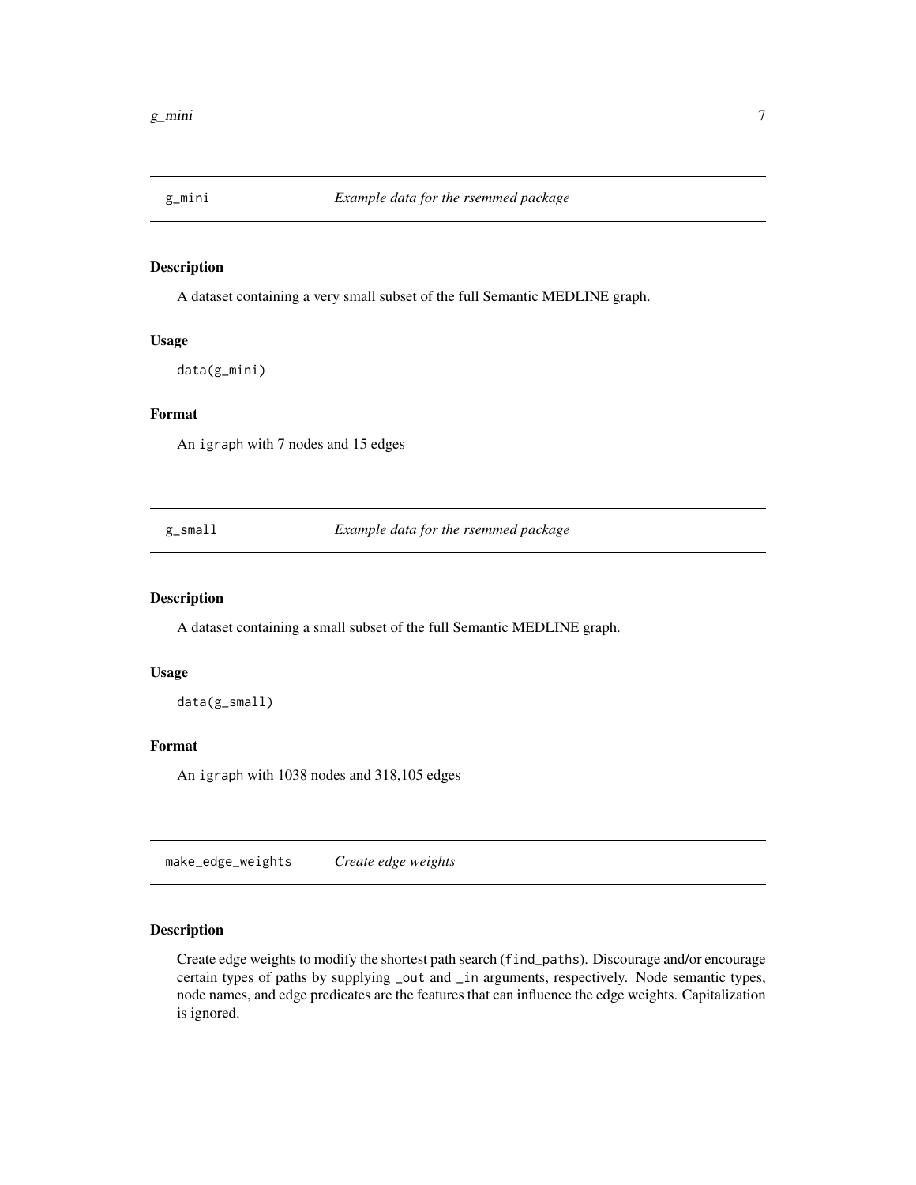## g_mini *Example data for the rsemmed package*

### Description

A dataset containing a very small subset of the full Semantic MEDLINE graph.

### Usage

```
data(g_mini)
```

### Format

An `igraph` with 7 nodes and 15 edges

## g_small *Example data for the rsemmed package*

### Description

A dataset containing a small subset of the full Semantic MEDLINE graph.

### Usage

```
data(g_small)
```

### Format

An `igraph` with 1038 nodes and 318,105 edges

## make_edge_weights *Create edge weights*

### Description

Create edge weights to modify the shortest path search (`find_paths`). Discourage and/or encourage certain types of paths by supplying `_out` and `_in` arguments, respectively. Node semantic types, node names, and edge predicates are the features that can influence the edge weights. Capitalization is ignored.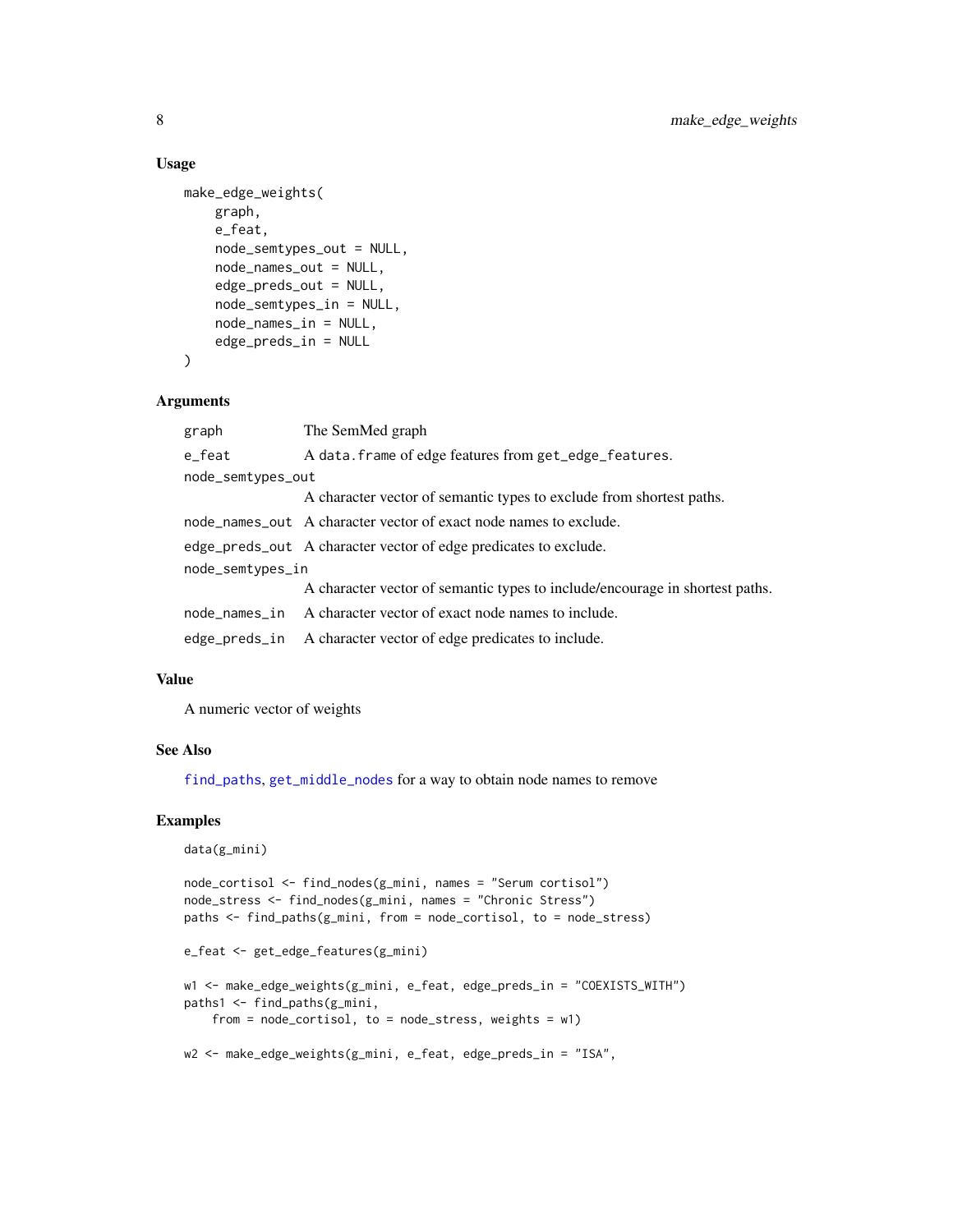### Usage

```
make_edge_weights(
    graph,
    e_feat,
    node_semtypes_out = NULL,
    node_names_out = NULL,
    edge_preds_out = NULL,
    node_semtypes_in = NULL,
    node_names_in = NULL,
    edge_preds_in = NULL
)
```

### Arguments

| | |
|---|---|
| `graph` | The SemMed graph |
| `e_feat` | A `data.frame` of edge features from `get_edge_features`. |
| `node_semtypes_out` | A character vector of semantic types to exclude from shortest paths. |
| `node_names_out` | A character vector of exact node names to exclude. |
| `edge_preds_out` | A character vector of edge predicates to exclude. |
| `node_semtypes_in` | A character vector of semantic types to include/encourage in shortest paths. |
| `node_names_in` | A character vector of exact node names to include. |
| `edge_preds_in` | A character vector of edge predicates to include. |

### Value

A numeric vector of weights

### See Also

`find_paths`, `get_middle_nodes` for a way to obtain node names to remove

### Examples

```
data(g_mini)

node_cortisol <- find_nodes(g_mini, names = "Serum cortisol")
node_stress <- find_nodes(g_mini, names = "Chronic Stress")
paths <- find_paths(g_mini, from = node_cortisol, to = node_stress)

e_feat <- get_edge_features(g_mini)

w1 <- make_edge_weights(g_mini, e_feat, edge_preds_in = "COEXISTS_WITH")
paths1 <- find_paths(g_mini,
    from = node_cortisol, to = node_stress, weights = w1)

w2 <- make_edge_weights(g_mini, e_feat, edge_preds_in = "ISA",
```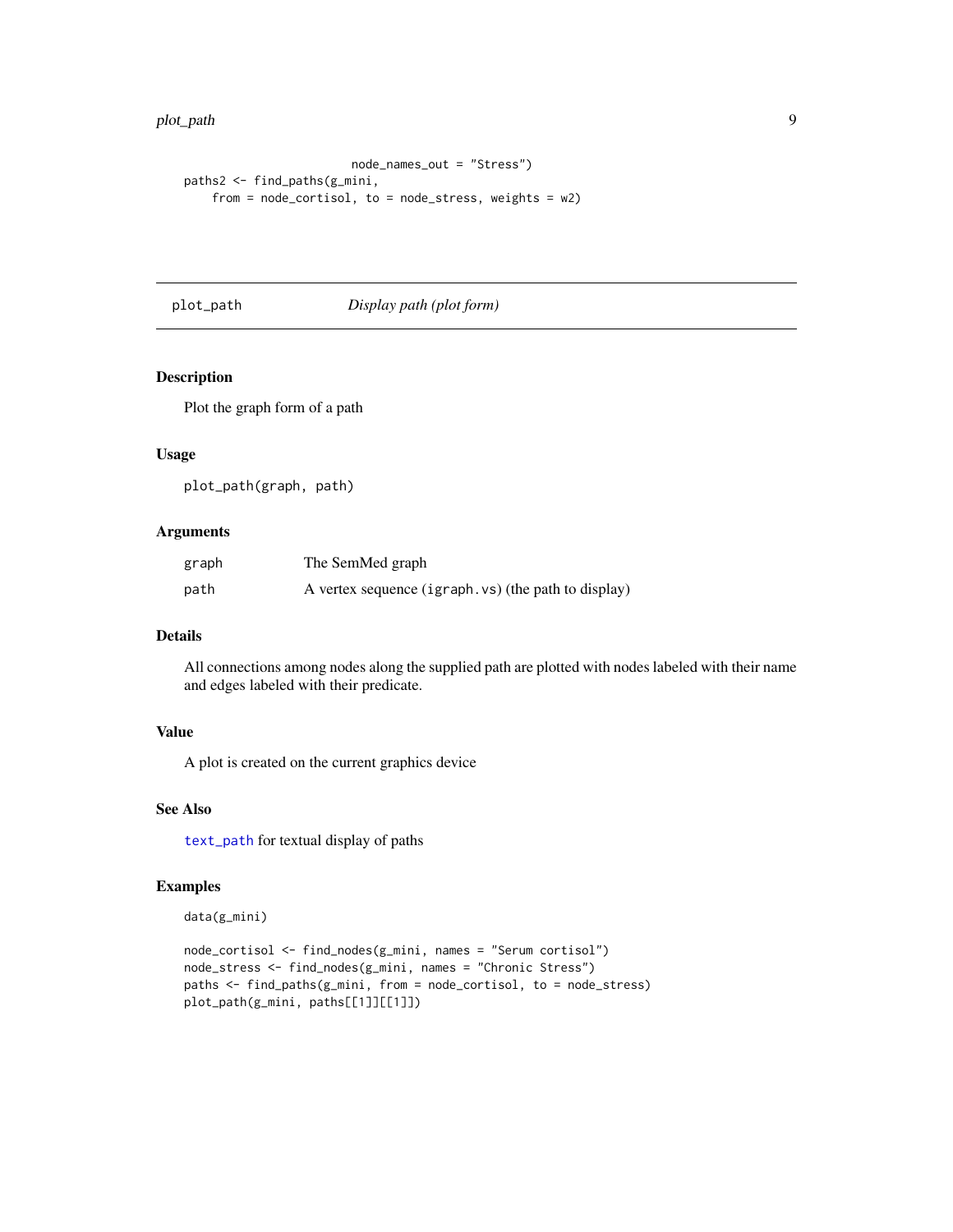```
                          node_names_out = "Stress")
paths2 <- find_paths(g_mini,
    from = node_cortisol, to = node_stress, weights = w2)
```

## plot_path    *Display path (plot form)*

### Description

Plot the graph form of a path

### Usage

```
plot_path(graph, path)
```

### Arguments

| | |
|---|---|
| `graph` | The SemMed graph |
| `path` | A vertex sequence (`igraph.vs`) (the path to display) |

### Details

All connections among nodes along the supplied path are plotted with nodes labeled with their name and edges labeled with their predicate.

### Value

A plot is created on the current graphics device

### See Also

`text_path` for textual display of paths

### Examples

```
data(g_mini)

node_cortisol <- find_nodes(g_mini, names = "Serum cortisol")
node_stress <- find_nodes(g_mini, names = "Chronic Stress")
paths <- find_paths(g_mini, from = node_cortisol, to = node_stress)
plot_path(g_mini, paths[[1]][[1]])
```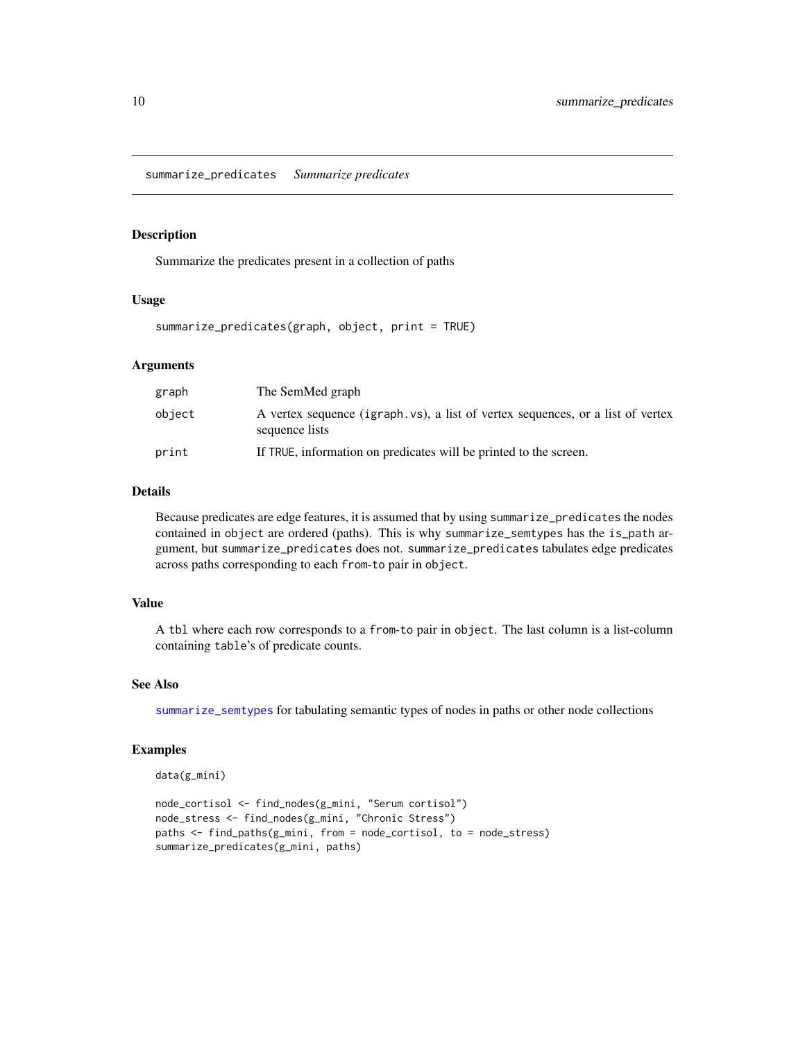## summarize_predicates *Summarize predicates*

### Description

Summarize the predicates present in a collection of paths

### Usage

```
summarize_predicates(graph, object, print = TRUE)
```

### Arguments

| | |
|---|---|
| graph | The SemMed graph |
| object | A vertex sequence (igraph.vs), a list of vertex sequences, or a list of vertex sequence lists |
| print | If TRUE, information on predicates will be printed to the screen. |

### Details

Because predicates are edge features, it is assumed that by using `summarize_predicates` the nodes contained in `object` are ordered (paths). This is why `summarize_semtypes` has the `is_path` argument, but `summarize_predicates` does not. `summarize_predicates` tabulates edge predicates across paths corresponding to each `from-to` pair in `object`.

### Value

A `tbl` where each row corresponds to a `from-to` pair in `object`. The last column is a list-column containing `table`'s of predicate counts.

### See Also

`summarize_semtypes` for tabulating semantic types of nodes in paths or other node collections

### Examples

```
data(g_mini)

node_cortisol <- find_nodes(g_mini, "Serum cortisol")
node_stress <- find_nodes(g_mini, "Chronic Stress")
paths <- find_paths(g_mini, from = node_cortisol, to = node_stress)
summarize_predicates(g_mini, paths)
```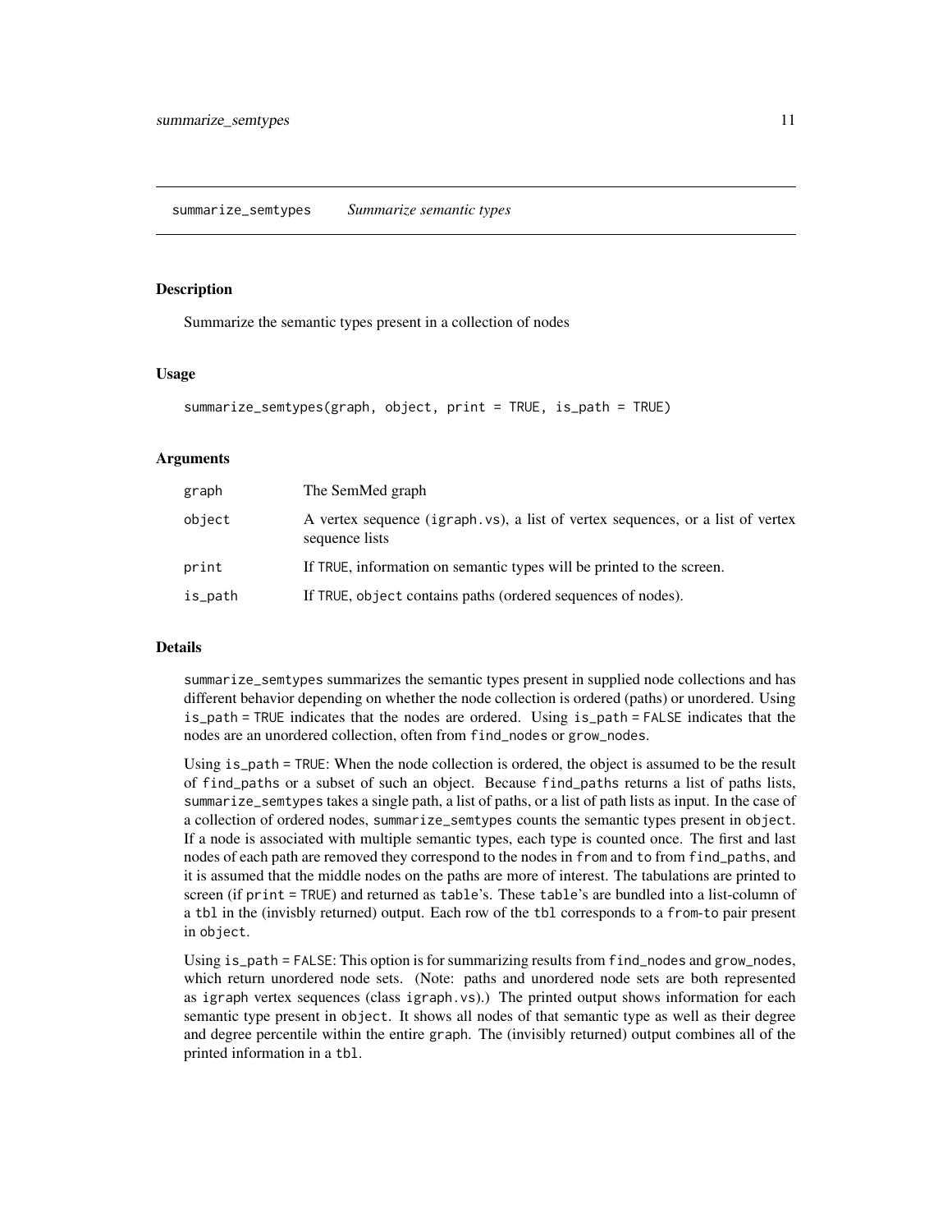## summarize_semtypes *Summarize semantic types*

### Description

Summarize the semantic types present in a collection of nodes

### Usage

```
summarize_semtypes(graph, object, print = TRUE, is_path = TRUE)
```

### Arguments

| | |
|---|---|
| graph | The SemMed graph |
| object | A vertex sequence (igraph.vs), a list of vertex sequences, or a list of vertex sequence lists |
| print | If TRUE, information on semantic types will be printed to the screen. |
| is_path | If TRUE, object contains paths (ordered sequences of nodes). |

### Details

summarize_semtypes summarizes the semantic types present in supplied node collections and has different behavior depending on whether the node collection is ordered (paths) or unordered. Using is_path = TRUE indicates that the nodes are ordered. Using is_path = FALSE indicates that the nodes are an unordered collection, often from find_nodes or grow_nodes.

Using is_path = TRUE: When the node collection is ordered, the object is assumed to be the result of find_paths or a subset of such an object. Because find_paths returns a list of paths lists, summarize_semtypes takes a single path, a list of paths, or a list of path lists as input. In the case of a collection of ordered nodes, summarize_semtypes counts the semantic types present in object. If a node is associated with multiple semantic types, each type is counted once. The first and last nodes of each path are removed they correspond to the nodes in from and to from find_paths, and it is assumed that the middle nodes on the paths are more of interest. The tabulations are printed to screen (if print = TRUE) and returned as table's. These table's are bundled into a list-column of a tbl in the (invisbly returned) output. Each row of the tbl corresponds to a from-to pair present in object.

Using is_path = FALSE: This option is for summarizing results from find_nodes and grow_nodes, which return unordered node sets. (Note: paths and unordered node sets are both represented as igraph vertex sequences (class igraph.vs).) The printed output shows information for each semantic type present in object. It shows all nodes of that semantic type as well as their degree and degree percentile within the entire graph. The (invisibly returned) output combines all of the printed information in a tbl.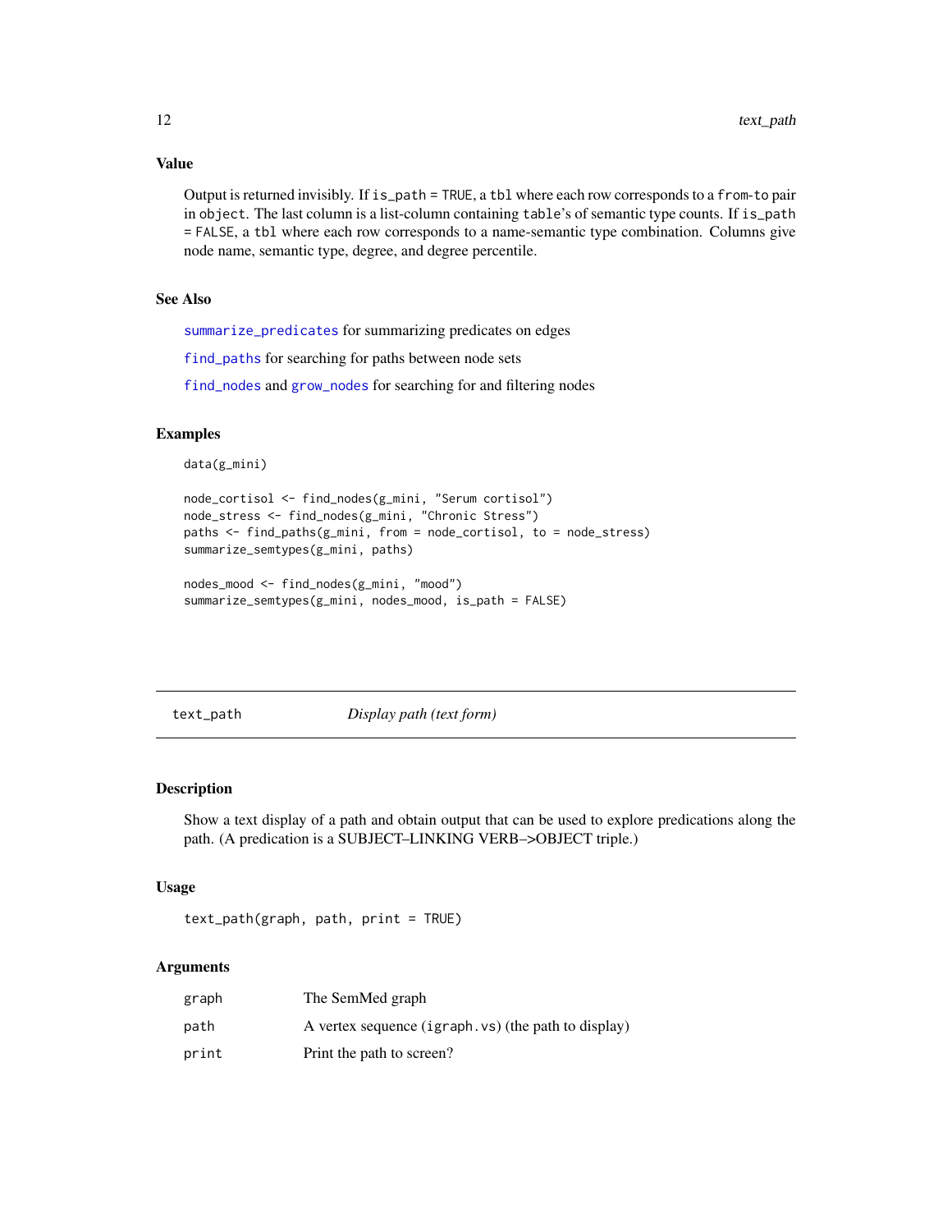### Value

Output is returned invisibly. If `is_path = TRUE`, a `tbl` where each row corresponds to a `from-to` pair in `object`. The last column is a list-column containing `table`'s of semantic type counts. If `is_path = FALSE`, a `tbl` where each row corresponds to a name-semantic type combination. Columns give node name, semantic type, degree, and degree percentile.

### See Also

`summarize_predicates` for summarizing predicates on edges

`find_paths` for searching for paths between node sets

`find_nodes` and `grow_nodes` for searching for and filtering nodes

### Examples

```
data(g_mini)

node_cortisol <- find_nodes(g_mini, "Serum cortisol")
node_stress <- find_nodes(g_mini, "Chronic Stress")
paths <- find_paths(g_mini, from = node_cortisol, to = node_stress)
summarize_semtypes(g_mini, paths)

nodes_mood <- find_nodes(g_mini, "mood")
summarize_semtypes(g_mini, nodes_mood, is_path = FALSE)
```

---

## text_path — *Display path (text form)*

---

### Description

Show a text display of a path and obtain output that can be used to explore predications along the path. (A predication is a SUBJECT–LINKING VERB–>OBJECT triple.)

### Usage

```
text_path(graph, path, print = TRUE)
```

### Arguments

| | |
|---|---|
| `graph` | The SemMed graph |
| `path` | A vertex sequence (`igraph.vs`) (the path to display) |
| `print` | Print the path to screen? |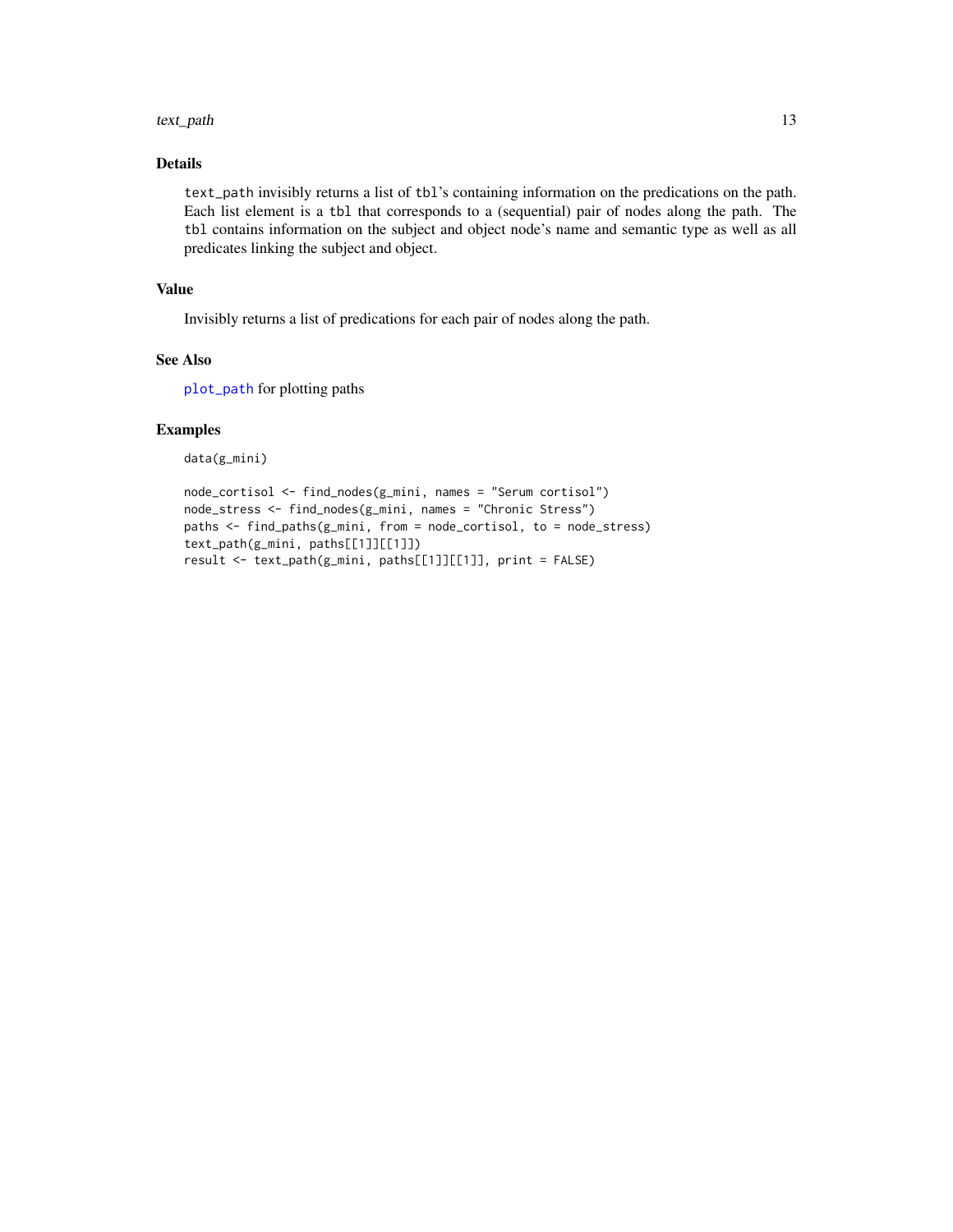## Details

`text_path` invisibly returns a list of `tbl`'s containing information on the predications on the path. Each list element is a `tbl` that corresponds to a (sequential) pair of nodes along the path. The `tbl` contains information on the subject and object node's name and semantic type as well as all predicates linking the subject and object.

## Value

Invisibly returns a list of predications for each pair of nodes along the path.

## See Also

`plot_path` for plotting paths

## Examples

```
data(g_mini)

node_cortisol <- find_nodes(g_mini, names = "Serum cortisol")
node_stress <- find_nodes(g_mini, names = "Chronic Stress")
paths <- find_paths(g_mini, from = node_cortisol, to = node_stress)
text_path(g_mini, paths[[1]][[1]])
result <- text_path(g_mini, paths[[1]][[1]], print = FALSE)
```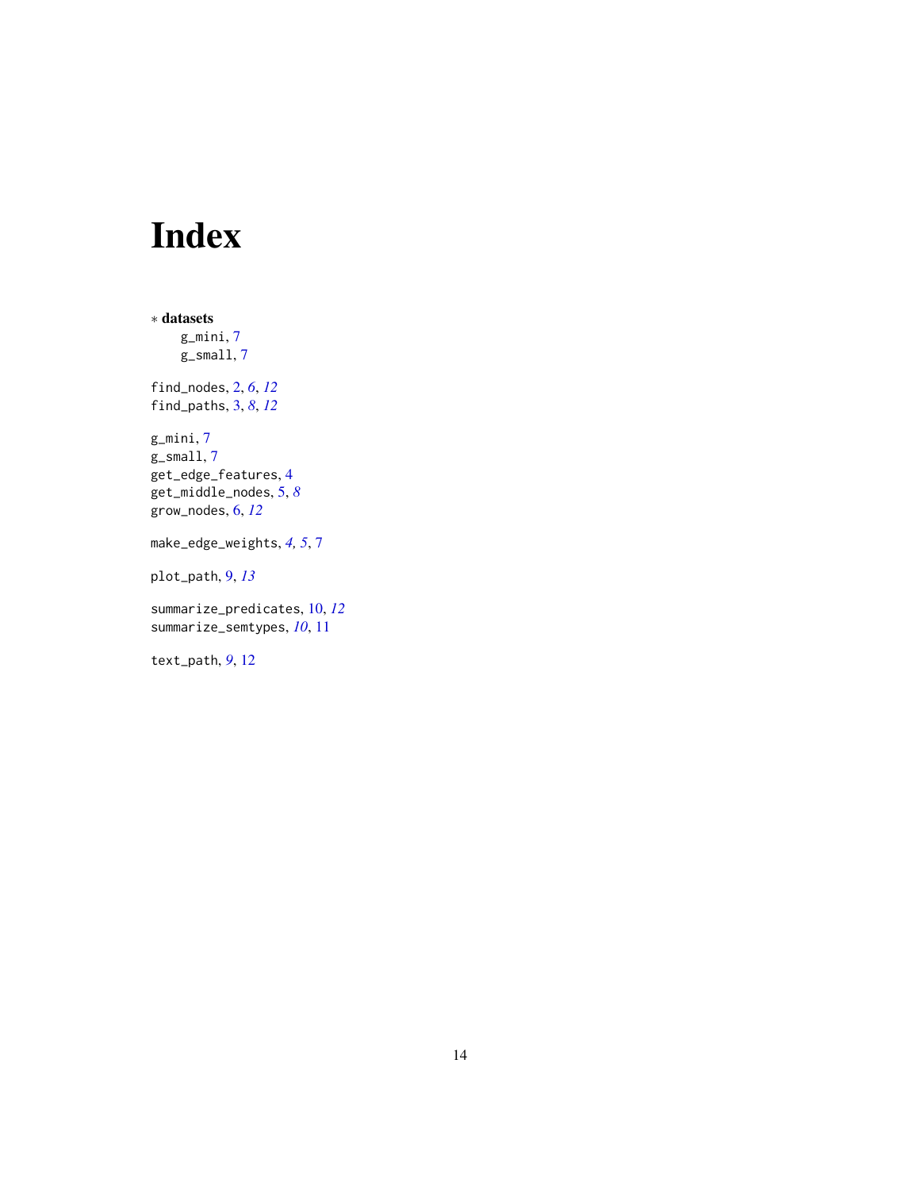# Index

∗ **datasets**
    g_mini, 7
    g_small, 7

find_nodes, 2, *6*, *12*
find_paths, 3, *8*, *12*

g_mini, 7
g_small, 7
get_edge_features, 4
get_middle_nodes, 5, *8*
grow_nodes, 6, *12*

make_edge_weights, *4, 5*, 7

plot_path, 9, *13*

summarize_predicates, 10, *12*
summarize_semtypes, *10*, 11

text_path, *9*, 12